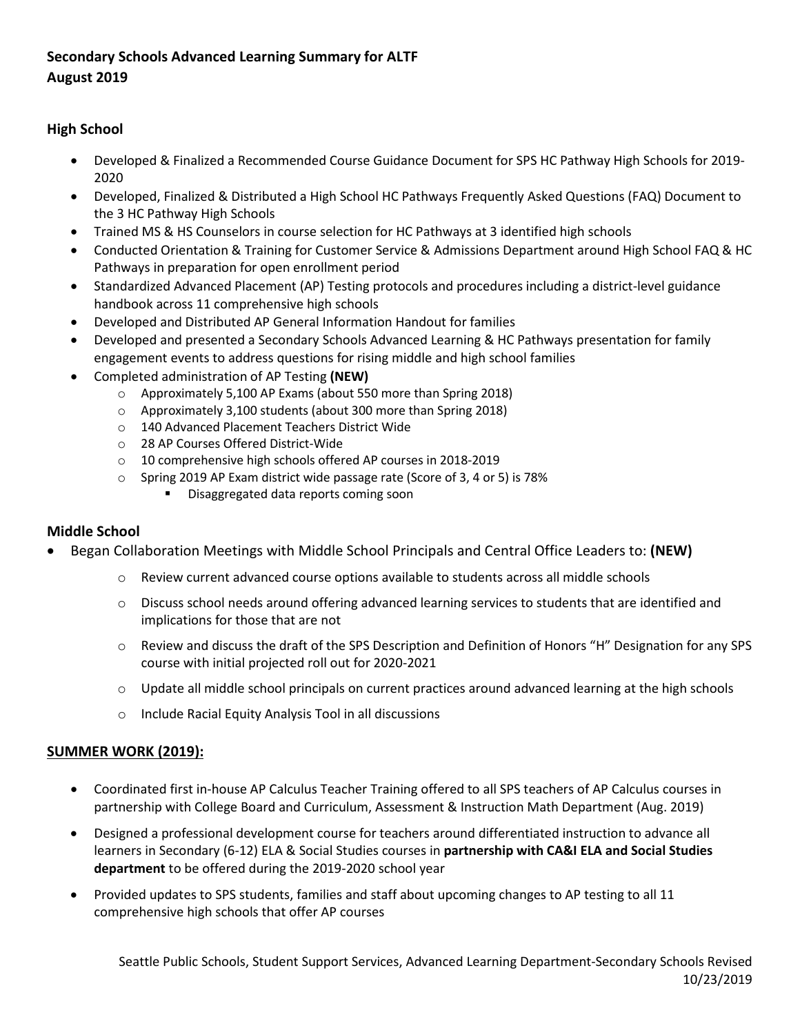**Secondary Schools Advanced Learning Summary for ALTF**
**August 2019**

## High School

- Developed & Finalized a Recommended Course Guidance Document for SPS HC Pathway High Schools for 2019-2020
- Developed, Finalized & Distributed a High School HC Pathways Frequently Asked Questions (FAQ) Document to the 3 HC Pathway High Schools
- Trained MS & HS Counselors in course selection for HC Pathways at 3 identified high schools
- Conducted Orientation & Training for Customer Service & Admissions Department around High School FAQ & HC Pathways in preparation for open enrollment period
- Standardized Advanced Placement (AP) Testing protocols and procedures including a district-level guidance handbook across 11 comprehensive high schools
- Developed and Distributed AP General Information Handout for families
- Developed and presented a Secondary Schools Advanced Learning & HC Pathways presentation for family engagement events to address questions for rising middle and high school families
- Completed administration of AP Testing **(NEW)**
  - Approximately 5,100 AP Exams (about 550 more than Spring 2018)
  - Approximately 3,100 students (about 300 more than Spring 2018)
  - 140 Advanced Placement Teachers District Wide
  - 28 AP Courses Offered District-Wide
  - 10 comprehensive high schools offered AP courses in 2018-2019
  - Spring 2019 AP Exam district wide passage rate (Score of 3, 4 or 5) is 78%
    - Disaggregated data reports coming soon

## Middle School

- Began Collaboration Meetings with Middle School Principals and Central Office Leaders to: **(NEW)**
  - Review current advanced course options available to students across all middle schools
  - Discuss school needs around offering advanced learning services to students that are identified and implications for those that are not
  - Review and discuss the draft of the SPS Description and Definition of Honors "H" Designation for any SPS course with initial projected roll out for 2020-2021
  - Update all middle school principals on current practices around advanced learning at the high schools
  - Include Racial Equity Analysis Tool in all discussions

## SUMMER WORK (2019):

- Coordinated first in-house AP Calculus Teacher Training offered to all SPS teachers of AP Calculus courses in partnership with College Board and Curriculum, Assessment & Instruction Math Department (Aug. 2019)
- Designed a professional development course for teachers around differentiated instruction to advance all learners in Secondary (6-12) ELA & Social Studies courses in **partnership with CA&I ELA and Social Studies department** to be offered during the 2019-2020 school year
- Provided updates to SPS students, families and staff about upcoming changes to AP testing to all 11 comprehensive high schools that offer AP courses

Seattle Public Schools, Student Support Services, Advanced Learning Department-Secondary Schools Revised 10/23/2019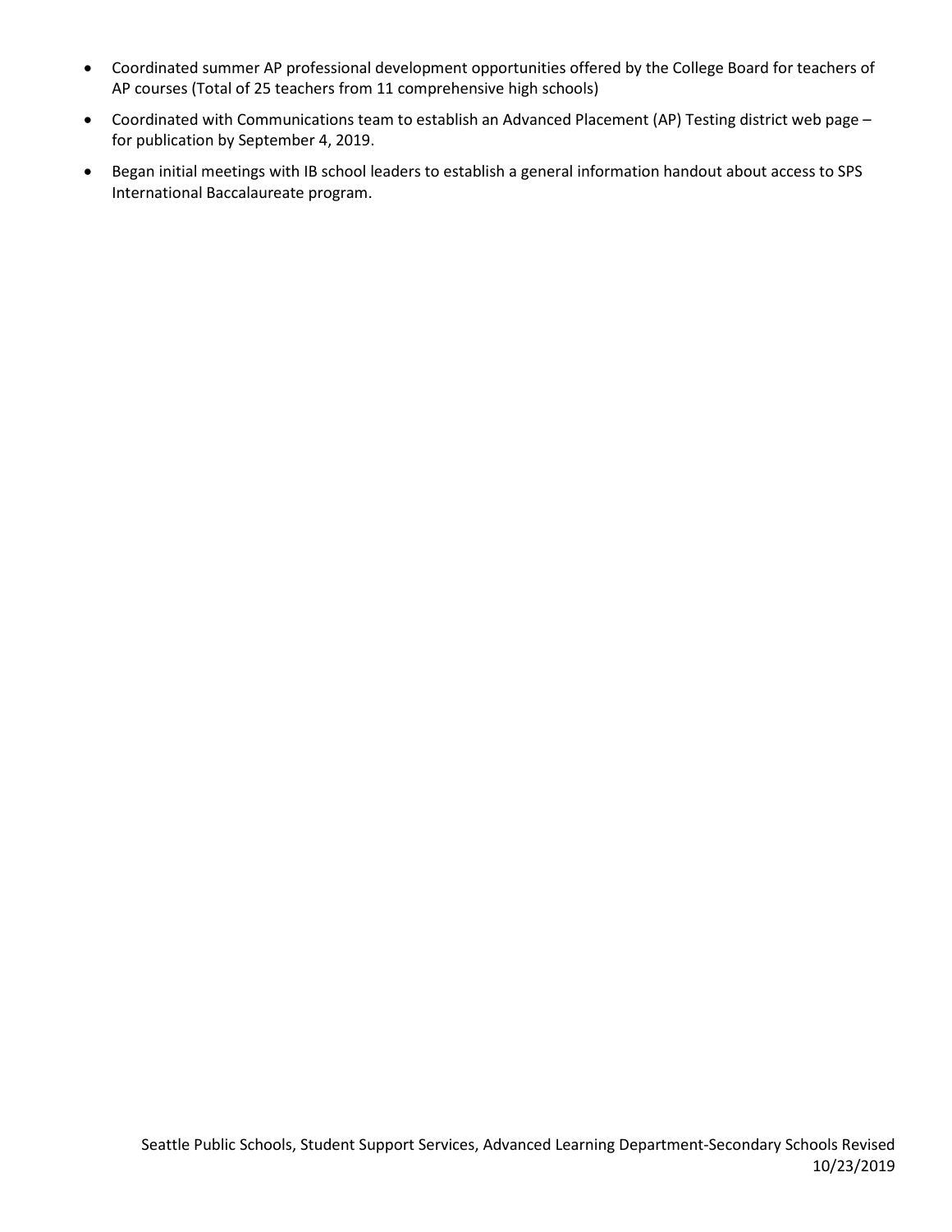- Coordinated summer AP professional development opportunities offered by the College Board for teachers of AP courses (Total of 25 teachers from 11 comprehensive high schools)
- Coordinated with Communications team to establish an Advanced Placement (AP) Testing district web page – for publication by September 4, 2019.
- Began initial meetings with IB school leaders to establish a general information handout about access to SPS International Baccalaureate program.